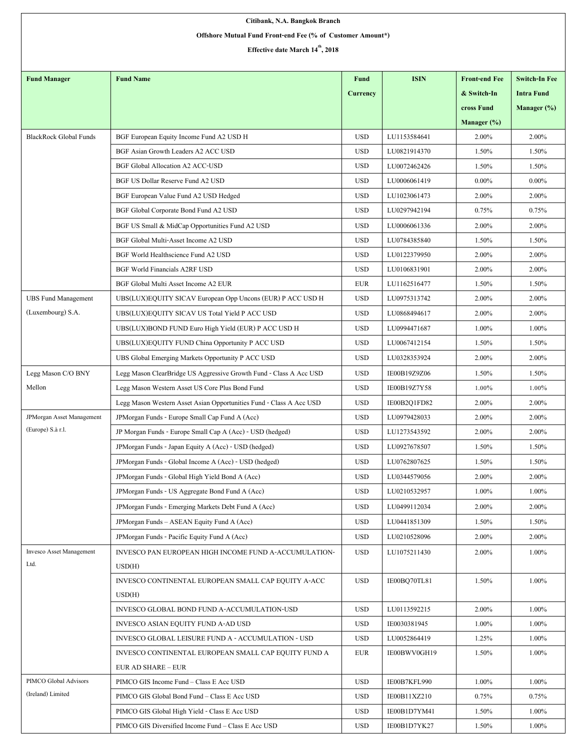**Citibank, N.A. Bangkok Branch**

**Offshore Mutual Fund Front-end Fee (% of Customer Amount*)**

**Effective date March 14th, 2018**

| Fund Manager | Fund Name | Fund Currency | ISIN | Front-end Fee & Switch-In cross Fund Manager (%) | Switch-In Fee Intra Fund Manager (%) |
|---|---|---|---|---|---|
| BlackRock Global Funds | BGF European Equity Income Fund A2 USD H | USD | LU1153584641 | 2.00% | 2.00% |
| | BGF Asian Growth Leaders A2 ACC USD | USD | LU0821914370 | 1.50% | 1.50% |
| | BGF Global Allocation A2 ACC-USD | USD | LU0072462426 | 1.50% | 1.50% |
| | BGF US Dollar Reserve Fund A2 USD | USD | LU0006061419 | 0.00% | 0.00% |
| | BGF European Value Fund A2 USD Hedged | USD | LU1023061473 | 2.00% | 2.00% |
| | BGF Global Corporate Bond Fund A2 USD | USD | LU0297942194 | 0.75% | 0.75% |
| | BGF US Small & MidCap Opportunities Fund A2 USD | USD | LU0006061336 | 2.00% | 2.00% |
| | BGF Global Multi-Asset Income A2 USD | USD | LU0784385840 | 1.50% | 1.50% |
| | BGF World Healthscience Fund A2 USD | USD | LU0122379950 | 2.00% | 2.00% |
| | BGF World Financials A2RF USD | USD | LU0106831901 | 2.00% | 2.00% |
| | BGF Global Multi Asset Income A2 EUR | EUR | LU1162516477 | 1.50% | 1.50% |
| UBS Fund Management (Luxembourg) S.A. | UBS(LUX)EQUITY SICAV European Opp Uncons (EUR) P ACC USD H | USD | LU0975313742 | 2.00% | 2.00% |
| | UBS(LUX)EQUITY SICAV US Total Yield P ACC USD | USD | LU0868494617 | 2.00% | 2.00% |
| | UBS(LUX)BOND FUND Euro High Yield (EUR) P ACC USD H | USD | LU0994471687 | 1.00% | 1.00% |
| | UBS(LUX)EQUITY FUND China Opportunity P ACC USD | USD | LU0067412154 | 1.50% | 1.50% |
| | UBS Global Emerging Markets Opportunity P ACC USD | USD | LU0328353924 | 2.00% | 2.00% |
| Legg Mason C/O BNY Mellon | Legg Mason ClearBridge US Aggressive Growth Fund - Class A Acc USD | USD | IE00B19Z9Z06 | 1.50% | 1.50% |
| | Legg Mason Western Asset US Core Plus Bond Fund | USD | IE00B19Z7Y58 | 1.00% | 1.00% |
| | Legg Mason Western Asset Asian Opportunities Fund - Class A Acc USD | USD | IE00B2Q1FD82 | 2.00% | 2.00% |
| JPMorgan Asset Management (Europe) S.à r.l. | JPMorgan Funds - Europe Small Cap Fund A (Acc) | USD | LU0979428033 | 2.00% | 2.00% |
| | JP Morgan Funds - Europe Small Cap A (Acc) - USD (hedged) | USD | LU1273543592 | 2.00% | 2.00% |
| | JPMorgan Funds - Japan Equity A (Acc) - USD (hedged) | USD | LU0927678507 | 1.50% | 1.50% |
| | JPMorgan Funds - Global Income A (Acc) - USD (hedged) | USD | LU0762807625 | 1.50% | 1.50% |
| | JPMorgan Funds - Global High Yield Bond A (Acc) | USD | LU0344579056 | 2.00% | 2.00% |
| | JPMorgan Funds - US Aggregate Bond Fund A (Acc) | USD | LU0210532957 | 1.00% | 1.00% |
| | JPMorgan Funds - Emerging Markets Debt Fund A (Acc) | USD | LU0499112034 | 2.00% | 2.00% |
| | JPMorgan Funds – ASEAN Equity Fund A (Acc) | USD | LU0441851309 | 1.50% | 1.50% |
| | JPMorgan Funds - Pacific Equity Fund A (Acc) | USD | LU0210528096 | 2.00% | 2.00% |
| Invesco Asset Management Ltd. | INVESCO PAN EUROPEAN HIGH INCOME FUND A-ACCUMULATION-USD(H) | USD | LU1075211430 | 2.00% | 1.00% |
| | INVESCO CONTINENTAL EUROPEAN SMALL CAP EQUITY A-ACC USD(H) | USD | IE00BQ70TL81 | 1.50% | 1.00% |
| | INVESCO GLOBAL BOND FUND A-ACCUMULATION-USD | USD | LU0113592215 | 2.00% | 1.00% |
| | INVESCO ASIAN EQUITY FUND A-AD USD | USD | IE0030381945 | 1.00% | 1.00% |
| | INVESCO GLOBAL LEISURE FUND A - ACCUMULATION - USD | USD | LU0052864419 | 1.25% | 1.00% |
| | INVESCO CONTINENTAL EUROPEAN SMALL CAP EQUITY FUND A EUR AD SHARE – EUR | EUR | IE00BWV0GH19 | 1.50% | 1.00% |
| PIMCO Global Advisors (Ireland) Limited | PIMCO GIS Income Fund – Class E Acc USD | USD | IE00B7KFL990 | 1.00% | 1.00% |
| | PIMCO GIS Global Bond Fund – Class E Acc USD | USD | IE00B11XZ210 | 0.75% | 0.75% |
| | PIMCO GIS Global High Yield - Class E Acc USD | USD | IE00B1D7YM41 | 1.50% | 1.00% |
| | PIMCO GIS Diversified Income Fund – Class E Acc USD | USD | IE00B1D7YK27 | 1.50% | 1.00% |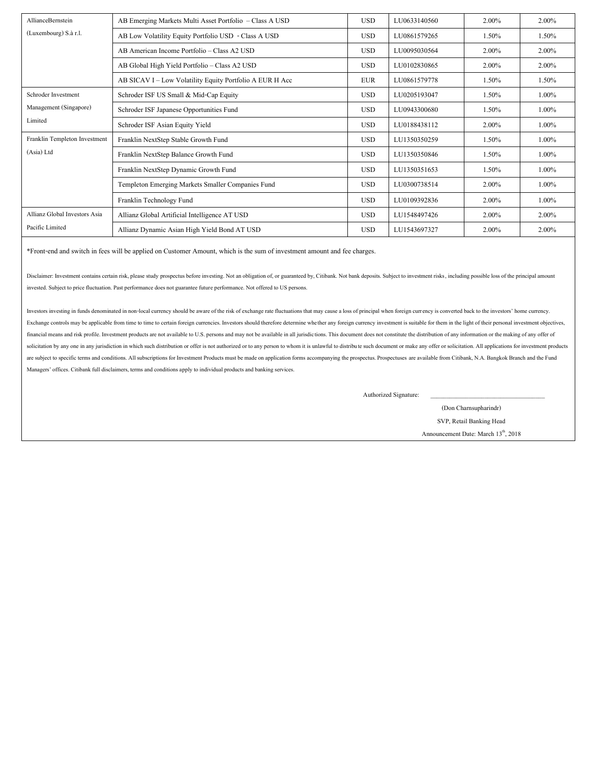| | | | | | |
|---|---|---|---|---|---|
| AllianceBernstein (Luxembourg) S.à r.l. | AB Emerging Markets Multi Asset Portfolio – Class A USD | USD | LU0633140560 | 2.00% | 2.00% |
| | AB Low Volatility Equity Portfolio USD - Class A USD | USD | LU0861579265 | 1.50% | 1.50% |
| | AB American Income Portfolio – Class A2 USD | USD | LU0095030564 | 2.00% | 2.00% |
| | AB Global High Yield Portfolio – Class A2 USD | USD | LU0102830865 | 2.00% | 2.00% |
| | AB SICAV I – Low Volatility Equity Portfolio A EUR H Acc | EUR | LU0861579778 | 1.50% | 1.50% |
| Schroder Investment Management (Singapore) Limited | Schroder ISF US Small & Mid-Cap Equity | USD | LU0205193047 | 1.50% | 1.00% |
| | Schroder ISF Japanese Opportunities Fund | USD | LU0943300680 | 1.50% | 1.00% |
| | Schroder ISF Asian Equity Yield | USD | LU0188438112 | 2.00% | 1.00% |
| Franklin Templeton Investment (Asia) Ltd | Franklin NextStep Stable Growth Fund | USD | LU1350350259 | 1.50% | 1.00% |
| | Franklin NextStep Balance Growth Fund | USD | LU1350350846 | 1.50% | 1.00% |
| | Franklin NextStep Dynamic Growth Fund | USD | LU1350351653 | 1.50% | 1.00% |
| | Templeton Emerging Markets Smaller Companies Fund | USD | LU0300738514 | 2.00% | 1.00% |
| | Franklin Technology Fund | USD | LU0109392836 | 2.00% | 1.00% |
| Allianz Global Investors Asia Pacific Limited | Allianz Global Artificial Intelligence AT USD | USD | LU1548497426 | 2.00% | 2.00% |
| | Allianz Dynamic Asian High Yield Bond AT USD | USD | LU1543697327 | 2.00% | 2.00% |

*Front-end and switch in fees will be applied on Customer Amount, which is the sum of investment amount and fee charges.

Disclaimer: Investment contains certain risk, please study prospectus before investing. Not an obligation of, or guaranteed by, Citibank. Not bank deposits. Subject to investment risks, including possible loss of the principal amount invested. Subject to price fluctuation. Past performance does not guarantee future performance. Not offered to US persons.

Investors investing in funds denominated in non-local currency should be aware of the risk of exchange rate fluctuations that may cause a loss of principal when foreign currency is converted back to the investors' home currency. Exchange controls may be applicable from time to time to certain foreign currencies. Investors should therefore determine whether any foreign currency investment is suitable for them in the light of their personal investment objectives, financial means and risk profile. Investment products are not available to U.S. persons and may not be available in all jurisdictions. This document does not constitute the distribution of any information or the making of any offer of solicitation by any one in any jurisdiction in which such distribution or offer is not authorized or to any person to whom it is unlawful to distribute such document or make any offer or solicitation. All applications for investment products are subject to specific terms and conditions. All subscriptions for Investment Products must be made on application forms accompanying the prospectus. Prospectuses are available from Citibank, N.A. Bangkok Branch and the Fund Managers' offices. Citibank full disclaimers, terms and conditions apply to individual products and banking services.

Authorized Signature: ______________________________

(Don Charnsupharindr)

SVP, Retail Banking Head

Announcement Date: March 13th, 2018